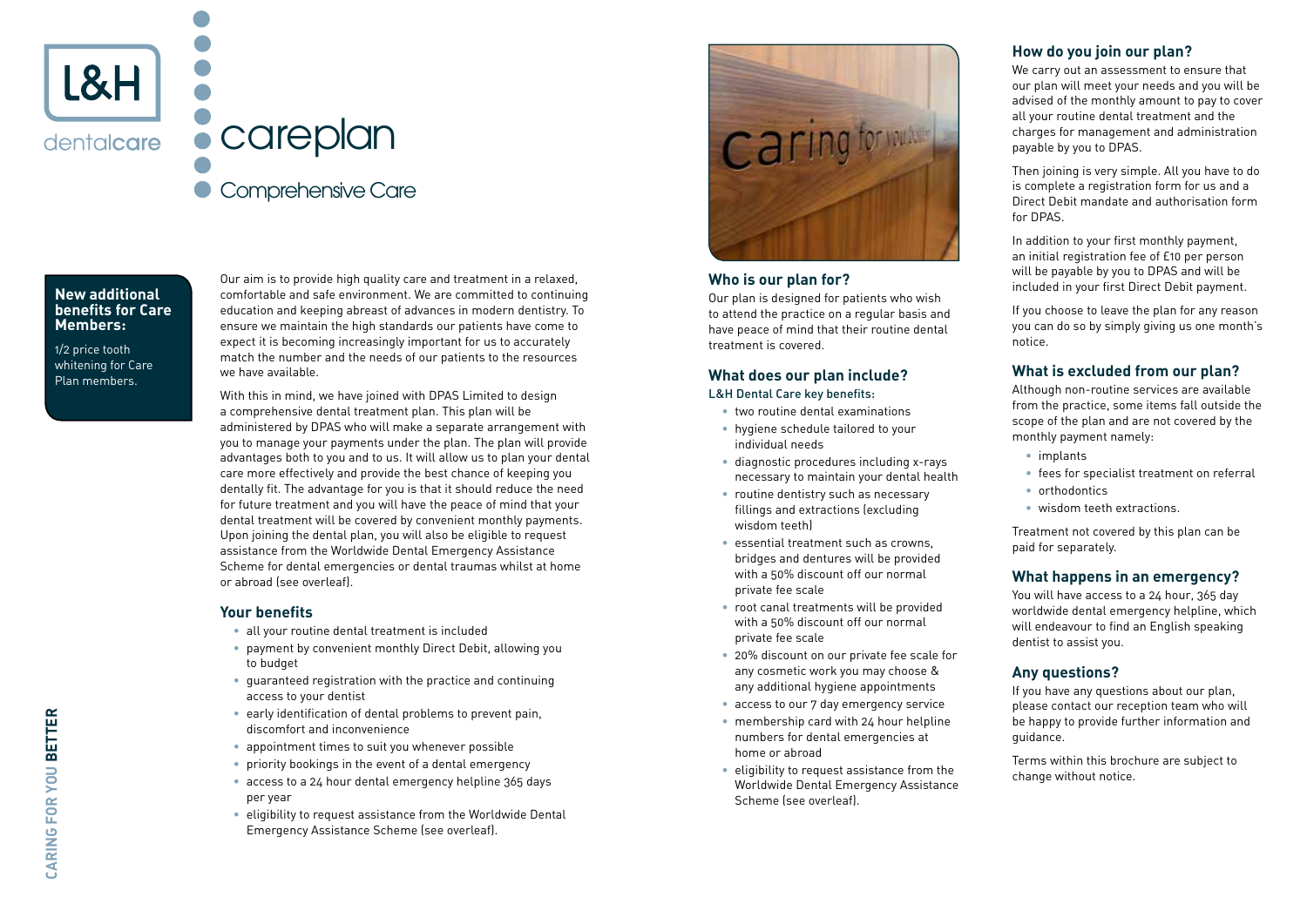L&H dentalcare

# careplan

## Comprehensive Care

**New additional benefits for Care Members:**

1/2 price tooth whitening for Care Plan members.

Our aim is to provide high quality care and treatment in a relaxed, comfortable and safe environment. We are committed to continuing education and keeping abreast of advances in modern dentistry. To ensure we maintain the high standards our patients have come to expect it is becoming increasingly important for us to accurately match the number and the needs of our patients to the resources we have available.

With this in mind, we have joined with DPAS Limited to design a comprehensive dental treatment plan. This plan will be administered by DPAS who will make a separate arrangement with you to manage your payments under the plan. The plan will provide advantages both to you and to us. It will allow us to plan your dental care more effectively and provide the best chance of keeping you dentally fit. The advantage for you is that it should reduce the need for future treatment and you will have the peace of mind that your dental treatment will be covered by convenient monthly payments. Upon joining the dental plan, you will also be eligible to request assistance from the Worldwide Dental Emergency Assistance Scheme for dental emergencies or dental traumas whilst at home or abroad (see overleaf).

### Your benefits

- all your routine dental treatment is included
- payment by convenient monthly Direct Debit, allowing you to budget
- guaranteed registration with the practice and continuing access to your dentist
- early identification of dental problems to prevent pain, discomfort and inconvenience
- appointment times to suit you whenever possible
- priority bookings in the event of a dental emergency
- access to a 24 hour dental emergency helpline 365 days per year
- eligibility to request assistance from the Worldwide Dental Emergency Assistance Scheme (see overleaf).

CARING FOR YOU **BETTER**

### Who is our plan for?

Our plan is designed for patients who wish to attend the practice on a regular basis and have peace of mind that their routine dental treatment is covered.

### What does our plan include?

L&H Dental Care key benefits:

- two routine dental examinations
- hygiene schedule tailored to your individual needs
- diagnostic procedures including x-rays necessary to maintain your dental health
- routine dentistry such as necessary fillings and extractions (excluding wisdom teeth)
- essential treatment such as crowns, bridges and dentures will be provided with a 50% discount off our normal private fee scale
- root canal treatments will be provided with a 50% discount off our normal private fee scale
- 20% discount on our private fee scale for any cosmetic work you may choose & any additional hygiene appointments
- access to our 7 day emergency service
- membership card with 24 hour helpline numbers for dental emergencies at home or abroad
- eligibility to request assistance from the Worldwide Dental Emergency Assistance Scheme (see overleaf).

### How do you join our plan?

We carry out an assessment to ensure that our plan will meet your needs and you will be advised of the monthly amount to pay to cover all your routine dental treatment and the charges for management and administration payable by you to DPAS.

Then joining is very simple. All you have to do is complete a registration form for us and a Direct Debit mandate and authorisation form for DPAS.

In addition to your first monthly payment, an initial registration fee of £10 per person will be payable by you to DPAS and will be included in your first Direct Debit payment.

If you choose to leave the plan for any reason you can do so by simply giving us one month's notice.

### What is excluded from our plan?

Although non-routine services are available from the practice, some items fall outside the scope of the plan and are not covered by the monthly payment namely:

- implants
- fees for specialist treatment on referral
- orthodontics
- wisdom teeth extractions.

Treatment not covered by this plan can be paid for separately.

### What happens in an emergency?

You will have access to a 24 hour, 365 day worldwide dental emergency helpline, which will endeavour to find an English speaking dentist to assist you.

### Any questions?

If you have any questions about our plan, please contact our reception team who will be happy to provide further information and guidance.

Terms within this brochure are subject to change without notice.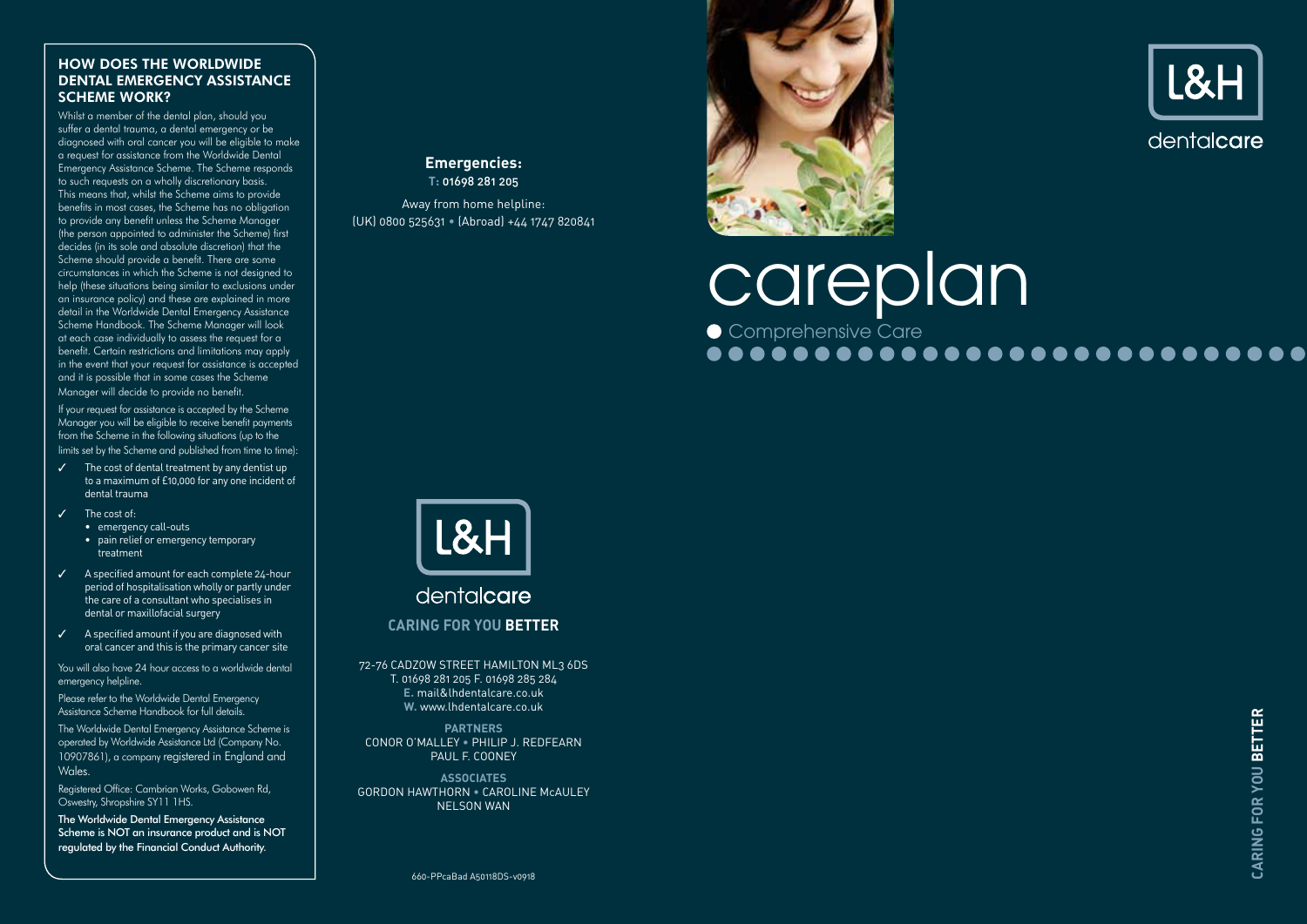## HOW DOES THE WORLDWIDE DENTAL EMERGENCY ASSISTANCE SCHEME WORK?

Whilst a member of the dental plan, should you suffer a dental trauma, a dental emergency or be diagnosed with oral cancer you will be eligible to make a request for assistance from the Worldwide Dental Emergency Assistance Scheme. The Scheme responds to such requests on a wholly discretionary basis. This means that, whilst the Scheme aims to provide benefits in most cases, the Scheme has no obligation to provide any benefit unless the Scheme Manager (the person appointed to administer the Scheme) first decides (in its sole and absolute discretion) that the Scheme should provide a benefit. There are some circumstances in which the Scheme is not designed to help (these situations being similar to exclusions under an insurance policy) and these are explained in more detail in the Worldwide Dental Emergency Assistance Scheme Handbook. The Scheme Manager will look at each case individually to assess the request for a benefit. Certain restrictions and limitations may apply in the event that your request for assistance is accepted and it is possible that in some cases the Scheme Manager will decide to provide no benefit.

If your request for assistance is accepted by the Scheme Manager you will be eligible to receive benefit payments from the Scheme in the following situations (up to the limits set by the Scheme and published from time to time):

- ✓ The cost of dental treatment by any dentist up to a maximum of £10,000 for any one incident of dental trauma
- ✓ The cost of:
  - emergency call-outs
  - pain relief or emergency temporary treatment
- ✓ A specified amount for each complete 24-hour period of hospitalisation wholly or partly under the care of a consultant who specialises in dental or maxillofacial surgery
- ✓ A specified amount if you are diagnosed with oral cancer and this is the primary cancer site

You will also have 24 hour access to a worldwide dental emergency helpline.

Please refer to the Worldwide Dental Emergency Assistance Scheme Handbook for full details.

The Worldwide Dental Emergency Assistance Scheme is operated by Worldwide Assistance Ltd (Company No. 10907861), a company registered in England and Wales.

Registered Office: Cambrian Works, Gobowen Rd, Oswestry, Shropshire SY11 1HS.

**The Worldwide Dental Emergency Assistance Scheme is NOT an insurance product and is NOT regulated by the Financial Conduct Authority.**

**Emergencies:**
T: 01698 281 205

Away from home helpline:
(UK) 0800 525631 • (Abroad) +44 1747 820841

L&H dentalcare

CARING FOR YOU **BETTER**

72-76 CADZOW STREET HAMILTON ML3 6DS
T. 01698 281 205 F. 01698 285 284
E. mail&lhdentalcare.co.uk
W. www.lhdentalcare.co.uk

**PARTNERS**
CONOR O'MALLEY • PHILIP J. REDFEARN
PAUL F. COONEY

**ASSOCIATES**
GORDON HAWTHORN • CAROLINE McAULEY
NELSON WAN

660-PPcaBad A50118DS-v0918

L&H dentalcare

# careplan

● Comprehensive Care

CARING FOR YOU **BETTER**